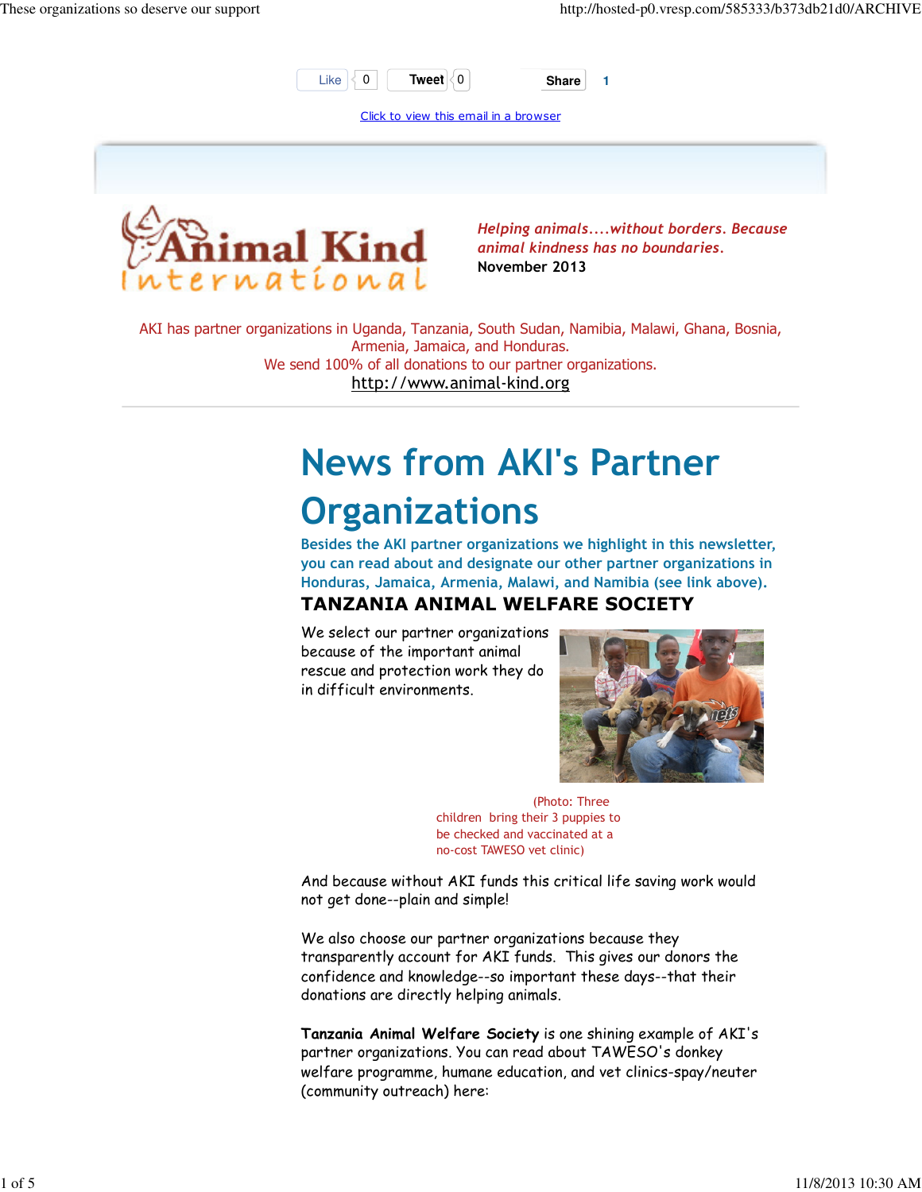Like 0 Tweet 0 Share 1

Click to view this email in a browser

Animal Kind International

*Helping animals....without borders. Because animal kindness has no boundaries.*
November 2013

AKI has partner organizations in Uganda, Tanzania, South Sudan, Namibia, Malawi, Ghana, Bosnia, Armenia, Jamaica, and Honduras.
We send 100% of all donations to our partner organizations.
http://www.animal-kind.org

# News from AKI's Partner Organizations

**Besides the AKI partner organizations we highlight in this newsletter, you can read about and designate our other partner organizations in Honduras, Jamaica, Armenia, Malawi, and Namibia (see link above).**

## TANZANIA ANIMAL WELFARE SOCIETY

We select our partner organizations because of the important animal rescue and protection work they do in difficult environments.

(Photo: Three children bring their 3 puppies to be checked and vaccinated at a no-cost TAWESO vet clinic)

And because without AKI funds this critical life saving work would not get done--plain and simple!

We also choose our partner organizations because they transparently account for AKI funds. This gives our donors the confidence and knowledge--so important these days--that their donations are directly helping animals.

**Tanzania Animal Welfare Society** is one shining example of AKI's partner organizations. You can read about TAWESO's donkey welfare programme, humane education, and vet clinics-spay/neuter (community outreach) here: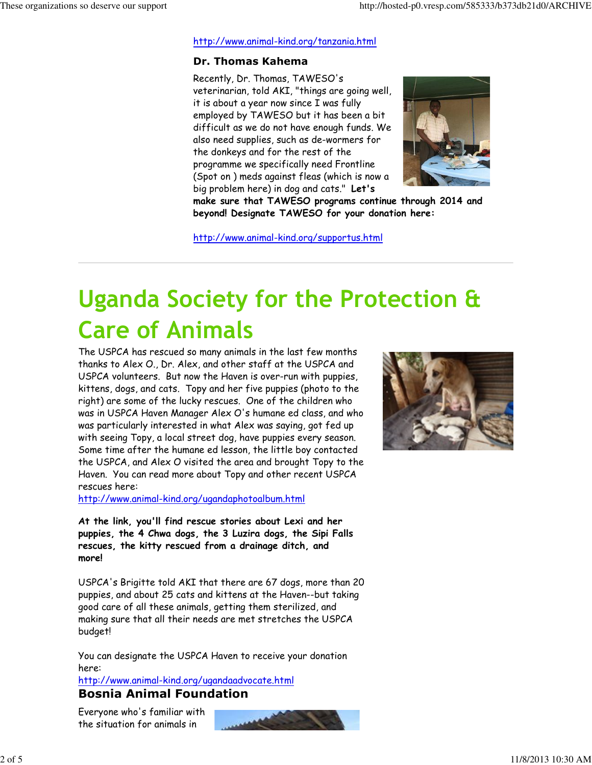http://www.animal-kind.org/tanzania.html

### Dr. Thomas Kahema

Recently, Dr. Thomas, TAWESO's veterinarian, told AKI, "things are going well, it is about a year now since I was fully employed by TAWESO but it has been a bit difficult as we do not have enough funds. We also need supplies, such as de-wormers for the donkeys and for the rest of the programme we specifically need Frontline (Spot on ) meds against fleas (which is now a big problem here) in dog and cats." **Let's make sure that TAWESO programs continue through 2014 and beyond! Designate TAWESO for your donation here:**

http://www.animal-kind.org/supportus.html

---

# Uganda Society for the Protection & Care of Animals

The USPCA has rescued so many animals in the last few months thanks to Alex O., Dr. Alex, and other staff at the USPCA and USPCA volunteers. But now the Haven is over-run with puppies, kittens, dogs, and cats. Topy and her five puppies (photo to the right) are some of the lucky rescues. One of the children who was in USPCA Haven Manager Alex O's humane ed class, and who was particularly interested in what Alex was saying, got fed up with seeing Topy, a local street dog, have puppies every season. Some time after the humane ed lesson, the little boy contacted the USPCA, and Alex O visited the area and brought Topy to the Haven. You can read more about Topy and other recent USPCA rescues here:
http://www.animal-kind.org/ugandaphotoalbum.html

**At the link, you'll find rescue stories about Lexi and her puppies, the 4 Chwa dogs, the 3 Luzira dogs, the Sipi Falls rescues, the kitty rescued from a drainage ditch, and more!**

USPCA's Brigitte told AKI that there are 67 dogs, more than 20 puppies, and about 25 cats and kittens at the Haven--but taking good care of all these animals, getting them sterilized, and making sure that all their needs are met stretches the USPCA budget!

You can designate the USPCA Haven to receive your donation here:
http://www.animal-kind.org/ugandaadvocate.html

### Bosnia Animal Foundation

Everyone who's familiar with the situation for animals in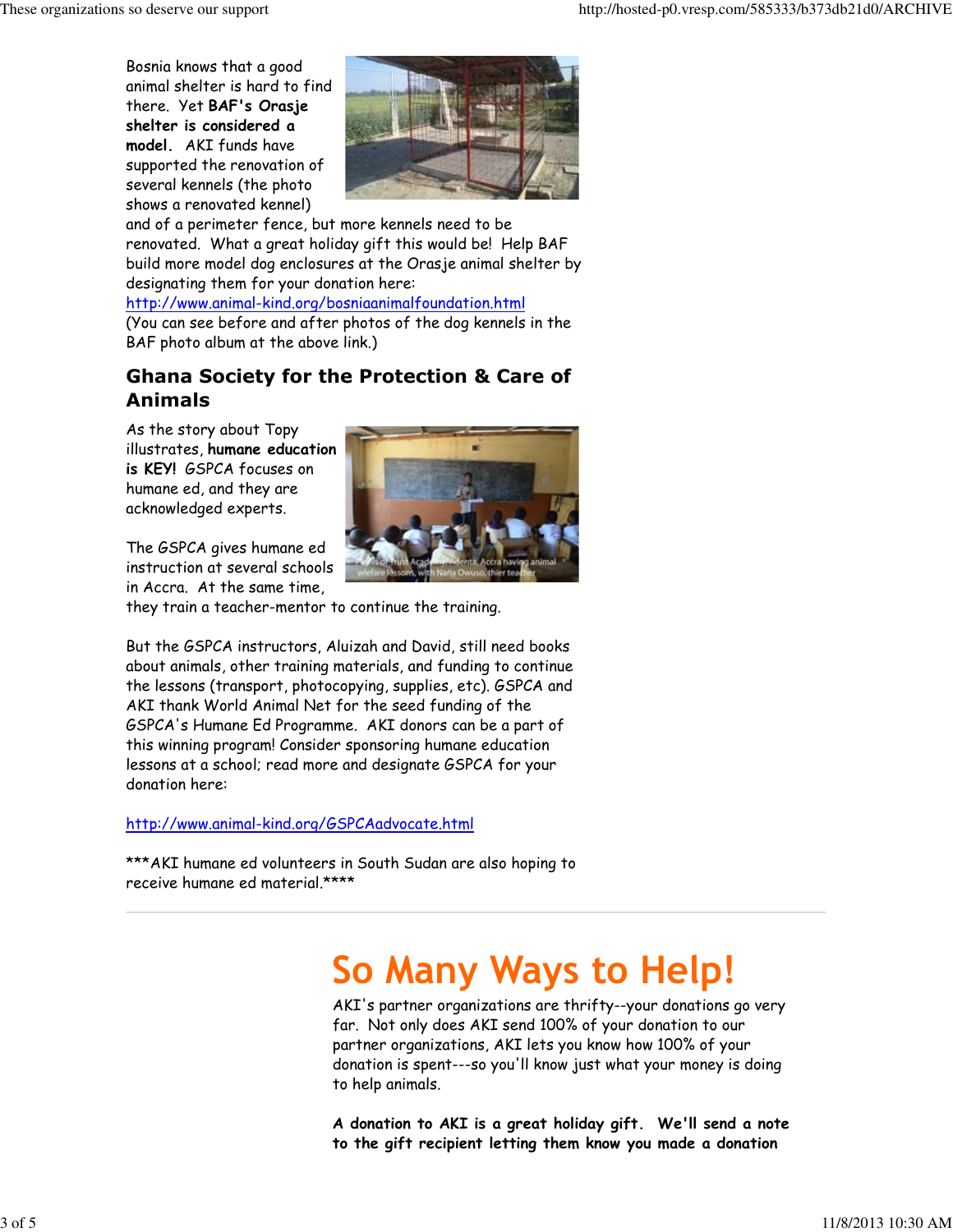Bosnia knows that a good animal shelter is hard to find there. Yet **BAF's Orasje shelter is considered a model.** AKI funds have supported the renovation of several kennels (the photo shows a renovated kennel) and of a perimeter fence, but more kennels need to be renovated. What a great holiday gift this would be! Help BAF build more model dog enclosures at the Orasje animal shelter by designating them for your donation here: http://www.animal-kind.org/bosniaanimalfoundation.html (You can see before and after photos of the dog kennels in the BAF photo album at the above link.)

## Ghana Society for the Protection & Care of Animals

As the story about Topy illustrates, **humane education is KEY!** GSPCA focuses on humane ed, and they are acknowledged experts.

The GSPCA gives humane ed instruction at several schools in Accra. At the same time, they train a teacher-mentor to continue the training.

Pupils of Trust Academy, Adenta, Accra having animal welfare lessons, with Nana Owuso, thier teacher

But the GSPCA instructors, Aluizah and David, still need books about animals, other training materials, and funding to continue the lessons (transport, photocopying, supplies, etc). GSPCA and AKI thank World Animal Net for the seed funding of the GSPCA's Humane Ed Programme. AKI donors can be a part of this winning program! Consider sponsoring humane education lessons at a school; read more and designate GSPCA for your donation here:

http://www.animal-kind.org/GSPCAadvocate.html

***AKI humane ed volunteers in South Sudan are also hoping to receive humane ed material.****

---

# So Many Ways to Help!

AKI's partner organizations are thrifty--your donations go very far. Not only does AKI send 100% of your donation to our partner organizations, AKI lets you know how 100% of your donation is spent---so you'll know just what your money is doing to help animals.

**A donation to AKI is a great holiday gift. We'll send a note to the gift recipient letting them know you made a donation**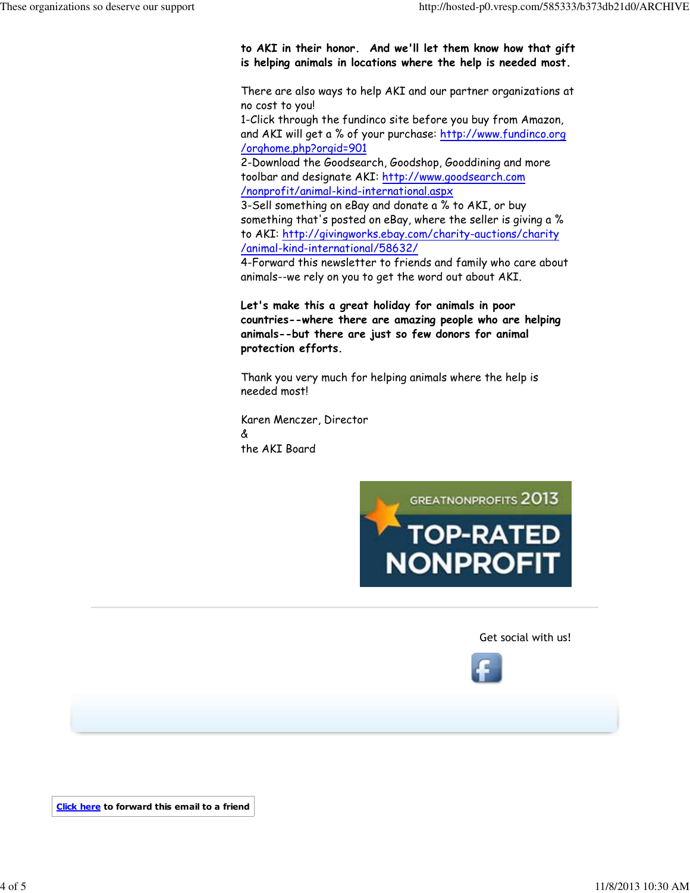**to AKI in their honor. And we'll let them know how that gift is helping animals in locations where the help is needed most.**

There are also ways to help AKI and our partner organizations at no cost to you!
1-Click through the fundinco site before you buy from Amazon, and AKI will get a % of your purchase: http://www.fundinco.org/orghome.php?orgid=901
2-Download the Goodsearch, Goodshop, Gooddining and more toolbar and designate AKI: http://www.goodsearch.com/nonprofit/animal-kind-international.aspx
3-Sell something on eBay and donate a % to AKI, or buy something that's posted on eBay, where the seller is giving a % to AKI: http://givingworks.ebay.com/charity-auctions/charity/animal-kind-international/58632/
4-Forward this newsletter to friends and family who care about animals--we rely on you to get the word out about AKI.

**Let's make this a great holiday for animals in poor countries--where there are amazing people who are helping animals--but there are just so few donors for animal protection efforts.**

Thank you very much for helping animals where the help is needed most!

Karen Menczer, Director
&
the AKI Board

GREATNONPROFITS 2013
TOP-RATED NONPROFIT

---

Get social with us!

**Click here to forward this email to a friend**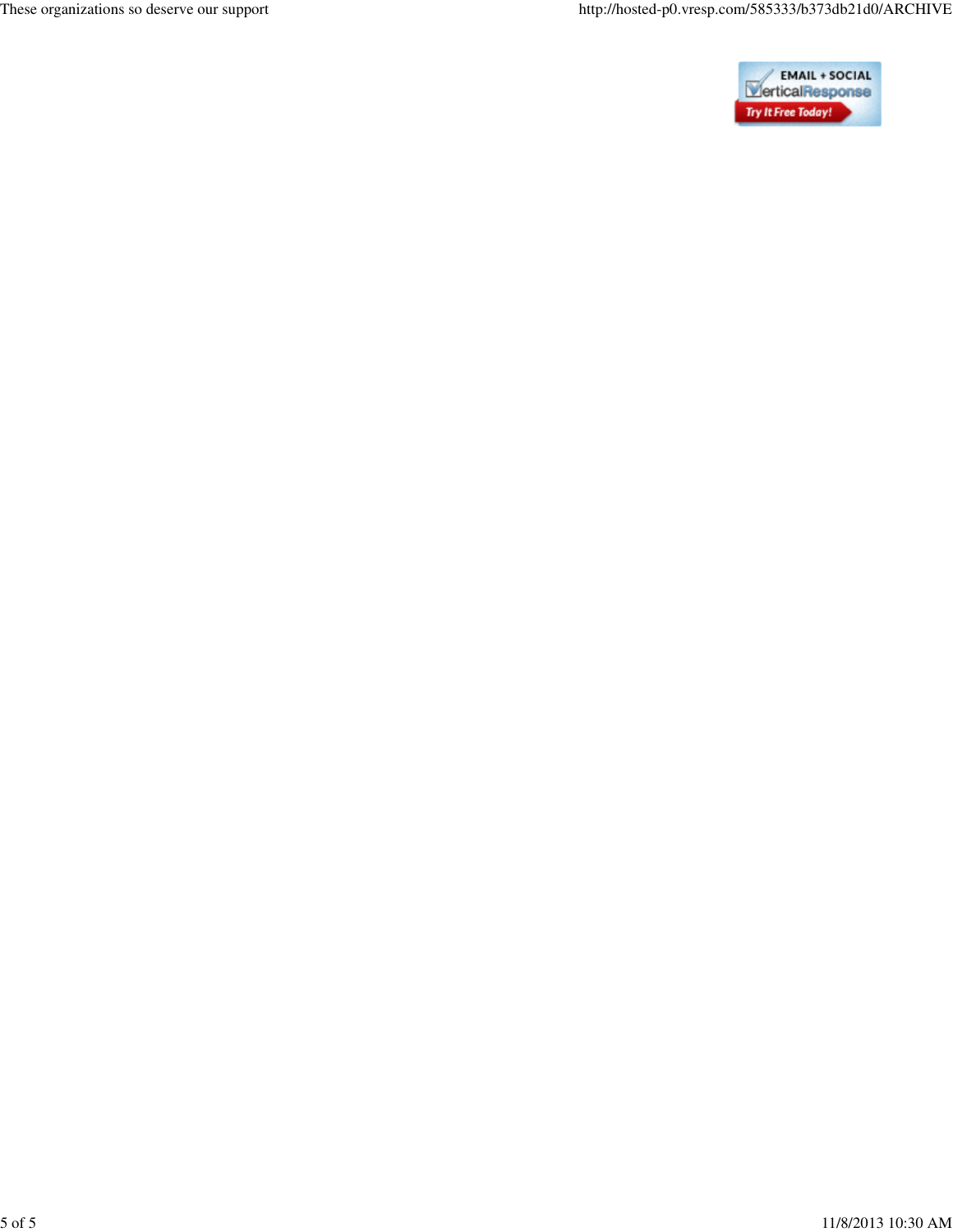EMAIL + SOCIAL

VerticalResponse

Try It Free Today!